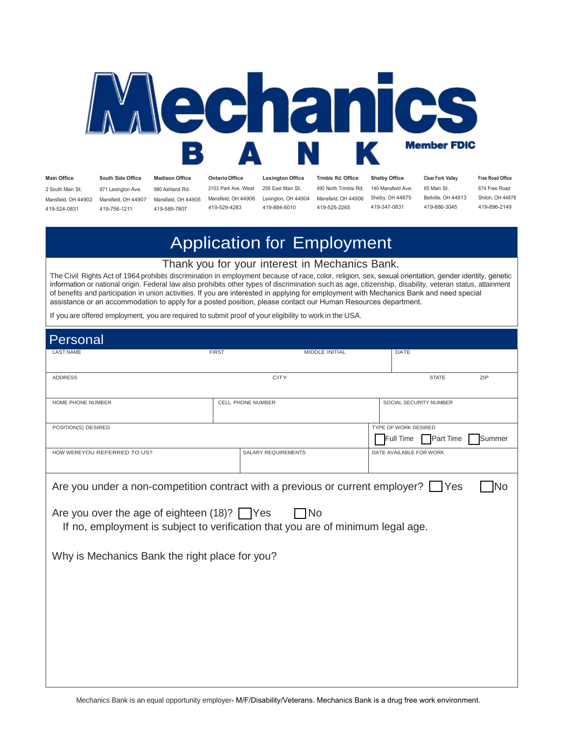# Mechanics BANK

Member FDIC

| Main Office | South Side Office | Madison Office | Ontario Office | Lexington Office | Trimble Rd. Office | Shelby Office | Clear Fork Valley | Free Road Office |
|---|---|---|---|---|---|---|---|---|
| 2 South Main St. | 971 Lexington Ave. | 980 Ashland Rd. | 2103 Park Ave. West | 256 East Main St. | 490 North Trimble Rd. | 140 Mansfield Ave. | 65 Main St. | 674 Free Road |
| Mansfield, OH 44902 | Mansfield, OH 44907 | Mansfield, OH 44905 | Mansfield, OH 44906 | Lexington, OH 44904 | Mansfield, OH 44906 | Shelby, OH 44875 | Bellville, OH 44813 | Shiloh, OH 44878 |
| 419-524-0831 | 419-756-1211 | 419-589-7807 | 419-529-4283 | 419-884-6010 | 419-525-2265 | 419-347-0831 | 419-886-3045 | 419-896-2149 |

# Application for Employment

Thank you for your interest in Mechanics Bank.

The Civil Rights Act of 1964 prohibits discrimination in employment because of race, color, religion, sex, sexual orientation, gender identity, genetic information or national origin. Federal law also prohibits other types of discrimination such as age, citizenship, disability, veteran status, attainment of benefits and participation in union activities. If you are interested in applying for employment with Mechanics Bank and need special assistance or an accommodation to apply for a posted position, please contact our Human Resources department.

If you are offered employment, you are required to submit proof of your eligibility to work in the USA.

## Personal

| LAST NAME | FIRST | MIDDLE INITIAL | DATE |
|---|---|---|---|
| | | | |

| ADDRESS | CITY | STATE | ZIP |
|---|---|---|---|
| | | | |

| HOME PHONE NUMBER | CELL PHONE NUMBER | SOCIAL SECURITY NUMBER |
|---|---|---|
| | | |

| POSITION(S) DESIRED | TYPE OF WORK DESIRED |
|---|---|
| | ☐ Full Time ☐ Part Time ☐ Summer |

| HOW WEREYOU REFERRED TO US? | SALARY REQUIREMENTS | DATE AVAILABLE FOR WORK |
|---|---|---|
| | | |

Are you under a non-competition contract with a previous or current employer? ☐ Yes ☐ No

Are you over the age of eighteen (18)? ☐ Yes ☐ No

If no, employment is subject to verification that you are of minimum legal age.

Why is Mechanics Bank the right place for you?

Mechanics Bank is an equal opportunity employer- M/F/Disability/Veterans. Mechanics Bank is a drug free work environment.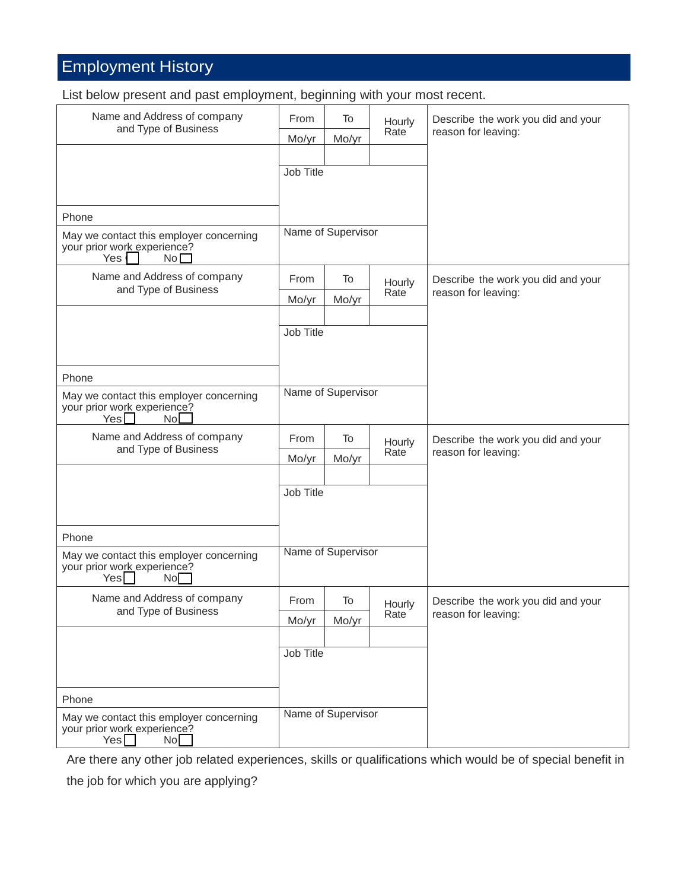## Employment History

List below present and past employment, beginning with your most recent.

| Name and Address of company and Type of Business | From Mo/yr | To Mo/yr | Hourly Rate | Describe the work you did and your reason for leaving: |
|---|---|---|---|---|
| | | | | |
| | Job Title | | | |
| Phone | | | | |
| May we contact this employer concerning your prior work experience? Yes ☐ No ☐ | Name of Supervisor | | | |

| Name and Address of company and Type of Business | From Mo/yr | To Mo/yr | Hourly Rate | Describe the work you did and your reason for leaving: |
|---|---|---|---|---|
| | | | | |
| | Job Title | | | |
| Phone | | | | |
| May we contact this employer concerning your prior work experience? Yes ☐ No ☐ | Name of Supervisor | | | |

| Name and Address of company and Type of Business | From Mo/yr | To Mo/yr | Hourly Rate | Describe the work you did and your reason for leaving: |
|---|---|---|---|---|
| | | | | |
| | Job Title | | | |
| Phone | | | | |
| May we contact this employer concerning your prior work experience? Yes ☐ No ☐ | Name of Supervisor | | | |

| Name and Address of company and Type of Business | From Mo/yr | To Mo/yr | Hourly Rate | Describe the work you did and your reason for leaving: |
|---|---|---|---|---|
| | | | | |
| | Job Title | | | |
| Phone | | | | |
| May we contact this employer concerning your prior work experience? Yes ☐ No ☐ | Name of Supervisor | | | |

Are there any other job related experiences, skills or qualifications which would be of special benefit in the job for which you are applying?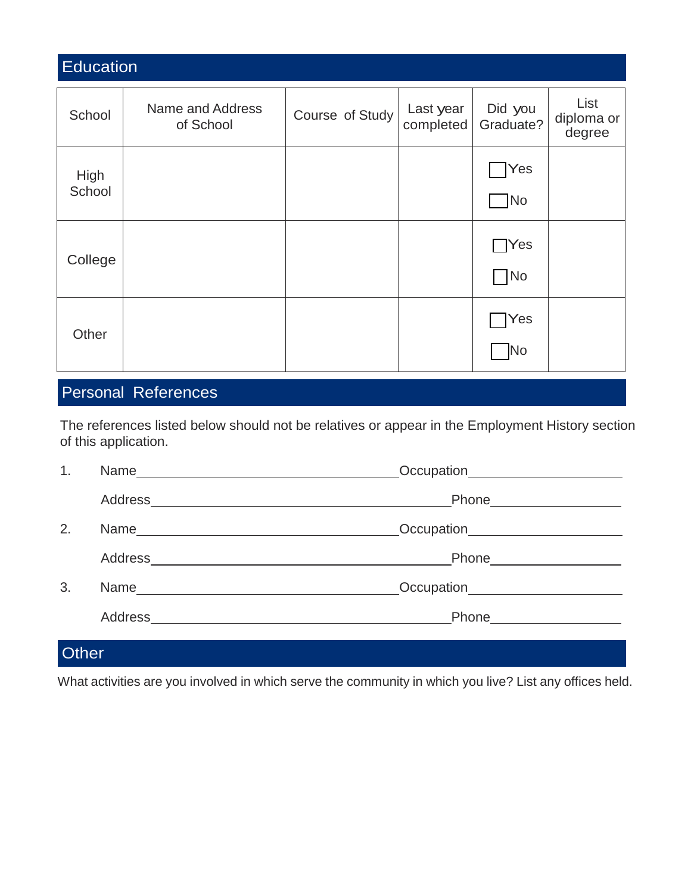## Education

| School | Name and Address of School | Course of Study | Last year completed | Did you Graduate? | List diploma or degree |
|---|---|---|---|---|---|
| High School | | | | ☐ Yes ☐ No | |
| College | | | | ☐ Yes ☐ No | |
| Other | | | | ☐ Yes ☐ No | |

## Personal References

The references listed below should not be relatives or appear in the Employment History section of this application.

1. Name\_\_\_\_\_\_\_\_\_\_\_\_\_\_\_\_\_\_\_\_\_\_\_\_\_\_\_\_\_\_\_\_\_\_\_\_ Occupation\_\_\_\_\_\_\_\_\_\_\_\_\_\_\_\_\_\_\_\_\_\_

   Address\_\_\_\_\_\_\_\_\_\_\_\_\_\_\_\_\_\_\_\_\_\_\_\_\_\_\_\_\_\_\_\_\_\_\_\_\_\_\_\_ Phone\_\_\_\_\_\_\_\_\_\_\_\_\_\_\_\_\_\_

2. Name\_\_\_\_\_\_\_\_\_\_\_\_\_\_\_\_\_\_\_\_\_\_\_\_\_\_\_\_\_\_\_\_\_\_\_\_ Occupation\_\_\_\_\_\_\_\_\_\_\_\_\_\_\_\_\_\_\_\_\_\_

   Address\_\_\_\_\_\_\_\_\_\_\_\_\_\_\_\_\_\_\_\_\_\_\_\_\_\_\_\_\_\_\_\_\_\_\_\_\_\_\_\_ Phone\_\_\_\_\_\_\_\_\_\_\_\_\_\_\_\_\_\_

3. Name\_\_\_\_\_\_\_\_\_\_\_\_\_\_\_\_\_\_\_\_\_\_\_\_\_\_\_\_\_\_\_\_\_\_\_\_ Occupation\_\_\_\_\_\_\_\_\_\_\_\_\_\_\_\_\_\_\_\_\_\_

   Address\_\_\_\_\_\_\_\_\_\_\_\_\_\_\_\_\_\_\_\_\_\_\_\_\_\_\_\_\_\_\_\_\_\_\_\_\_\_\_\_ Phone\_\_\_\_\_\_\_\_\_\_\_\_\_\_\_\_\_\_

## Other

What activities are you involved in which serve the community in which you live? List any offices held.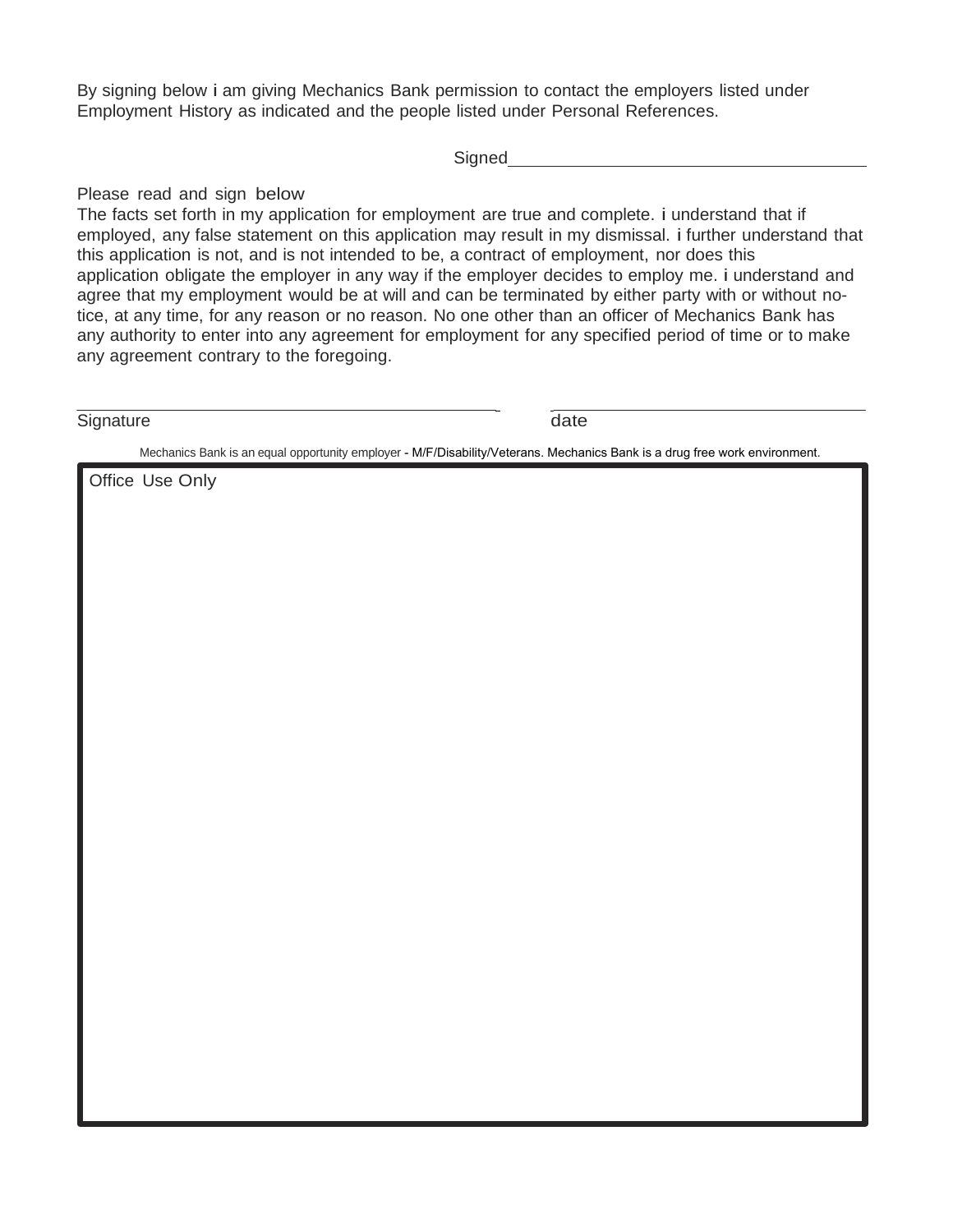By signing below i am giving Mechanics Bank permission to contact the employers listed under Employment History as indicated and the people listed under Personal References.

Signed\_\_\_\_\_\_\_\_\_\_\_\_\_\_\_\_\_\_\_\_\_\_\_\_\_\_\_\_\_\_\_\_\_\_\_\_

Please read and sign below

The facts set forth in my application for employment are true and complete. i understand that if employed, any false statement on this application may result in my dismissal. i further understand that this application is not, and is not intended to be, a contract of employment, nor does this application obligate the employer in any way if the employer decides to employ me. i understand and agree that my employment would be at will and can be terminated by either party with or without notice, at any time, for any reason or no reason. No one other than an officer of Mechanics Bank has any authority to enter into any agreement for employment for any specified period of time or to make any agreement contrary to the foregoing.

\_\_\_\_\_\_\_\_\_\_\_\_\_\_\_\_\_\_\_\_\_\_\_\_\_\_\_\_\_\_\_\_\_\_\_\_\_\_\_\_\_\_\_\_ \_\_\_\_\_\_\_\_\_\_\_\_\_\_\_\_\_\_\_\_\_\_\_\_\_\_\_\_\_\_\_\_\_\_\_\_

Signature date

Mechanics Bank is an equal opportunity employer - M/F/Disability/Veterans. Mechanics Bank is a drug free work environment.

Office Use Only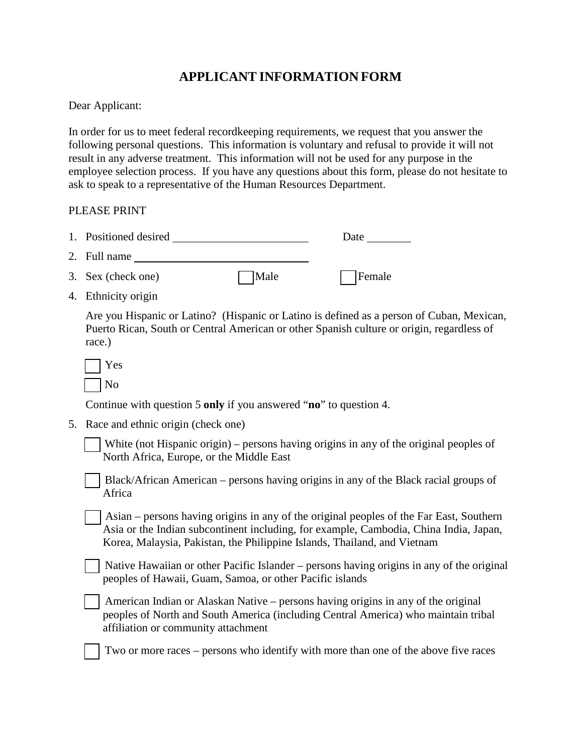# APPLICANT INFORMATION FORM

Dear Applicant:

In order for us to meet federal recordkeeping requirements, we request that you answer the following personal questions. This information is voluntary and refusal to provide it will not result in any adverse treatment. This information will not be used for any purpose in the employee selection process. If you have any questions about this form, please do not hesitate to ask to speak to a representative of the Human Resources Department.

PLEASE PRINT

1. Positioned desired ______________________ Date ________
2. Full name ____________________________
3. Sex (check one) ☐ Male ☐ Female
4. Ethnicity origin

   Are you Hispanic or Latino? (Hispanic or Latino is defined as a person of Cuban, Mexican, Puerto Rican, South or Central American or other Spanish culture or origin, regardless of race.)

   ☐ Yes

   ☐ No

   Continue with question 5 **only** if you answered "**no**" to question 4.

5. Race and ethnic origin (check one)

   ☐ White (not Hispanic origin) – persons having origins in any of the original peoples of North Africa, Europe, or the Middle East

   ☐ Black/African American – persons having origins in any of the Black racial groups of Africa

   ☐ Asian – persons having origins in any of the original peoples of the Far East, Southern Asia or the Indian subcontinent including, for example, Cambodia, China India, Japan, Korea, Malaysia, Pakistan, the Philippine Islands, Thailand, and Vietnam

   ☐ Native Hawaiian or other Pacific Islander – persons having origins in any of the original peoples of Hawaii, Guam, Samoa, or other Pacific islands

   ☐ American Indian or Alaskan Native – persons having origins in any of the original peoples of North and South America (including Central America) who maintain tribal affiliation or community attachment

   ☐ Two or more races – persons who identify with more than one of the above five races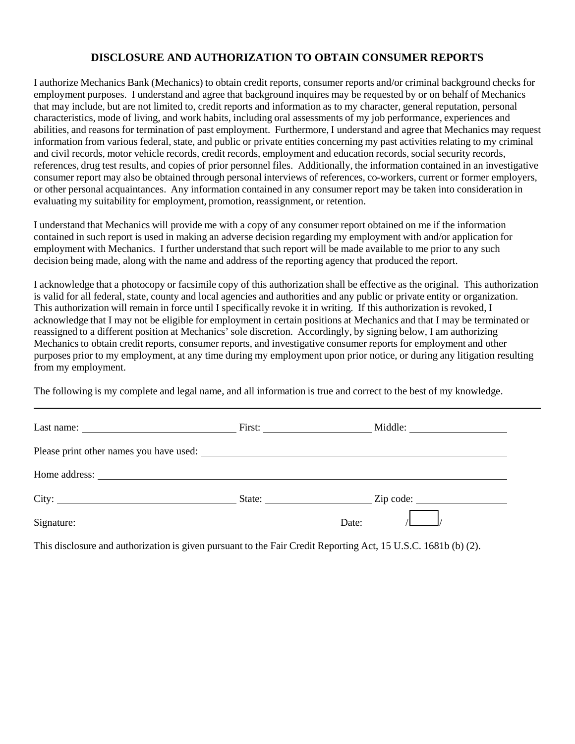## DISCLOSURE AND AUTHORIZATION TO OBTAIN CONSUMER REPORTS

I authorize Mechanics Bank (Mechanics) to obtain credit reports, consumer reports and/or criminal background checks for employment purposes. I understand and agree that background inquires may be requested by or on behalf of Mechanics that may include, but are not limited to, credit reports and information as to my character, general reputation, personal characteristics, mode of living, and work habits, including oral assessments of my job performance, experiences and abilities, and reasons for termination of past employment. Furthermore, I understand and agree that Mechanics may request information from various federal, state, and public or private entities concerning my past activities relating to my criminal and civil records, motor vehicle records, credit records, employment and education records, social security records, references, drug test results, and copies of prior personnel files. Additionally, the information contained in an investigative consumer report may also be obtained through personal interviews of references, co-workers, current or former employers, or other personal acquaintances. Any information contained in any consumer report may be taken into consideration in evaluating my suitability for employment, promotion, reassignment, or retention.

I understand that Mechanics will provide me with a copy of any consumer report obtained on me if the information contained in such report is used in making an adverse decision regarding my employment with and/or application for employment with Mechanics. I further understand that such report will be made available to me prior to any such decision being made, along with the name and address of the reporting agency that produced the report.

I acknowledge that a photocopy or facsimile copy of this authorization shall be effective as the original. This authorization is valid for all federal, state, county and local agencies and authorities and any public or private entity or organization. This authorization will remain in force until I specifically revoke it in writing. If this authorization is revoked, I acknowledge that I may not be eligible for employment in certain positions at Mechanics and that I may be terminated or reassigned to a different position at Mechanics' sole discretion. Accordingly, by signing below, I am authorizing Mechanics to obtain credit reports, consumer reports, and investigative consumer reports for employment and other purposes prior to my employment, at any time during my employment upon prior notice, or during any litigation resulting from my employment.

The following is my complete and legal name, and all information is true and correct to the best of my knowledge.

---

Last name: ____________________ First: ____________________ Middle: ____________________

Please print other names you have used: ________________________________________

Home address: ________________________________________

City: ____________________ State: ____________________ Zip code: ____________________

Signature: ________________________________ Date: ______/______/______

This disclosure and authorization is given pursuant to the Fair Credit Reporting Act, 15 U.S.C. 1681b (b) (2).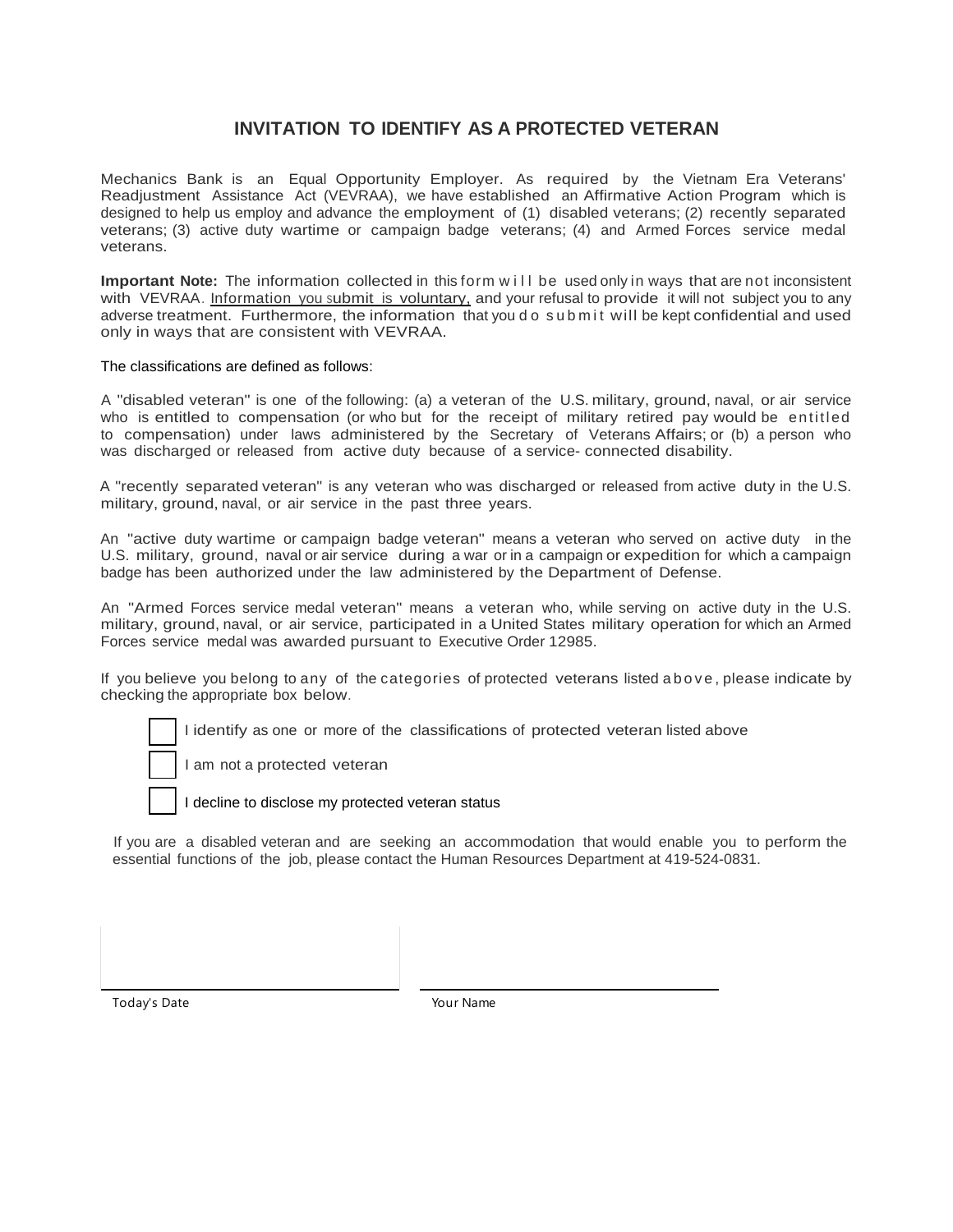## INVITATION TO IDENTIFY AS A PROTECTED VETERAN

Mechanics Bank is an Equal Opportunity Employer. As required by the Vietnam Era Veterans' Readjustment Assistance Act (VEVRAA), we have established an Affirmative Action Program which is designed to help us employ and advance the employment of (1) disabled veterans; (2) recently separated veterans; (3) active duty wartime or campaign badge veterans; (4) and Armed Forces service medal veterans.

**Important Note:** The information collected in this form will be used only in ways that are not inconsistent with VEVRAA. Information you submit is voluntary, and your refusal to provide it will not subject you to any adverse treatment. Furthermore, the information that you do submit will be kept confidential and used only in ways that are consistent with VEVRAA.

The classifications are defined as follows:

A "disabled veteran" is one of the following: (a) a veteran of the U.S. military, ground, naval, or air service who is entitled to compensation (or who but for the receipt of military retired pay would be entitled to compensation) under laws administered by the Secretary of Veterans Affairs; or (b) a person who was discharged or released from active duty because of a service- connected disability.

A "recently separated veteran" is any veteran who was discharged or released from active duty in the U.S. military, ground, naval, or air service in the past three years.

An "active duty wartime or campaign badge veteran" means a veteran who served on active duty in the U.S. military, ground, naval or air service during a war or in a campaign or expedition for which a campaign badge has been authorized under the law administered by the Department of Defense.

An "Armed Forces service medal veteran" means a veteran who, while serving on active duty in the U.S. military, ground, naval, or air service, participated in a United States military operation for which an Armed Forces service medal was awarded pursuant to Executive Order 12985.

If you believe you belong to any of the categories of protected veterans listed above, please indicate by checking the appropriate box below.

☐ I identify as one or more of the classifications of protected veteran listed above

☐ I am not a protected veteran

☐ I decline to disclose my protected veteran status

If you are a disabled veteran and are seeking an accommodation that would enable you to perform the essential functions of the job, please contact the Human Resources Department at 419-524-0831.

\_\_\_\_\_\_\_\_\_\_\_\_\_\_\_\_\_\_\_\_\_\_\_\_\_\_\_\_\_\_ \_\_\_\_\_\_\_\_\_\_\_\_\_\_\_\_\_\_\_\_\_\_\_\_\_\_\_\_\_\_

Today's Date Your Name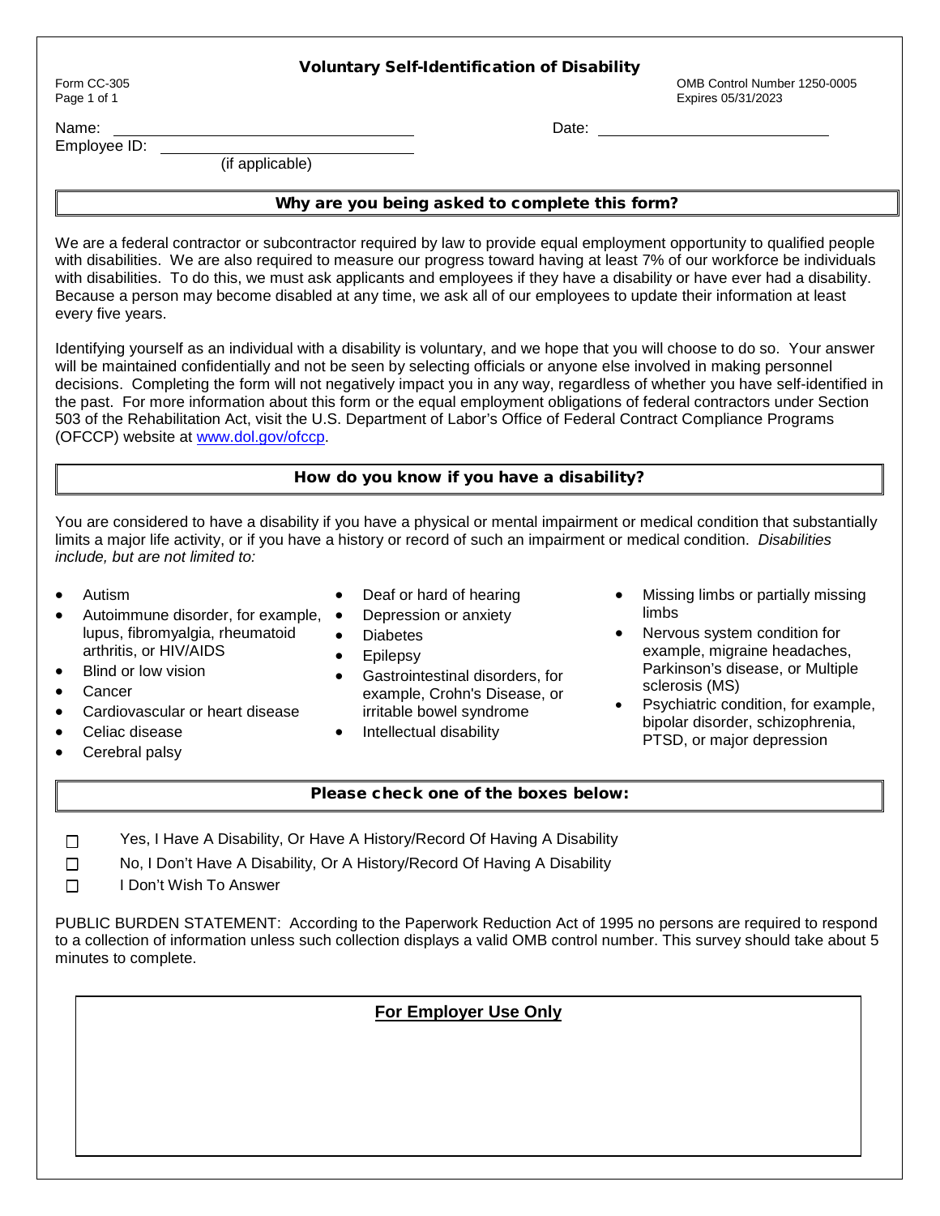# Voluntary Self-Identification of Disability

Form CC-305
Page 1 of 1

OMB Control Number 1250-0005
Expires 05/31/2023

Name: ____________________ Date: ____________________

Employee ID: ____________________
(if applicable)

## Why are you being asked to complete this form?

We are a federal contractor or subcontractor required by law to provide equal employment opportunity to qualified people with disabilities. We are also required to measure our progress toward having at least 7% of our workforce be individuals with disabilities. To do this, we must ask applicants and employees if they have a disability or have ever had a disability. Because a person may become disabled at any time, we ask all of our employees to update their information at least every five years.

Identifying yourself as an individual with a disability is voluntary, and we hope that you will choose to do so. Your answer will be maintained confidentially and not be seen by selecting officials or anyone else involved in making personnel decisions. Completing the form will not negatively impact you in any way, regardless of whether you have self-identified in the past. For more information about this form or the equal employment obligations of federal contractors under Section 503 of the Rehabilitation Act, visit the U.S. Department of Labor's Office of Federal Contract Compliance Programs (OFCCP) website at [www.dol.gov/ofccp](http://www.dol.gov/ofccp).

## How do you know if you have a disability?

You are considered to have a disability if you have a physical or mental impairment or medical condition that substantially limits a major life activity, or if you have a history or record of such an impairment or medical condition. *Disabilities include, but are not limited to:*

- Autism
- Autoimmune disorder, for example, lupus, fibromyalgia, rheumatoid arthritis, or HIV/AIDS
- Blind or low vision
- Cancer
- Cardiovascular or heart disease
- Celiac disease
- Cerebral palsy
- Deaf or hard of hearing
- Depression or anxiety
- Diabetes
- Epilepsy
- Gastrointestinal disorders, for example, Crohn's Disease, or irritable bowel syndrome
- Intellectual disability
- Missing limbs or partially missing limbs
- Nervous system condition for example, migraine headaches, Parkinson's disease, or Multiple sclerosis (MS)
- Psychiatric condition, for example, bipolar disorder, schizophrenia, PTSD, or major depression

## Please check one of the boxes below:

- ☐ Yes, I Have A Disability, Or Have A History/Record Of Having A Disability
- ☐ No, I Don't Have A Disability, Or A History/Record Of Having A Disability
- ☐ I Don't Wish To Answer

PUBLIC BURDEN STATEMENT: According to the Paperwork Reduction Act of 1995 no persons are required to respond to a collection of information unless such collection displays a valid OMB control number. This survey should take about 5 minutes to complete.

**For Employer Use Only**